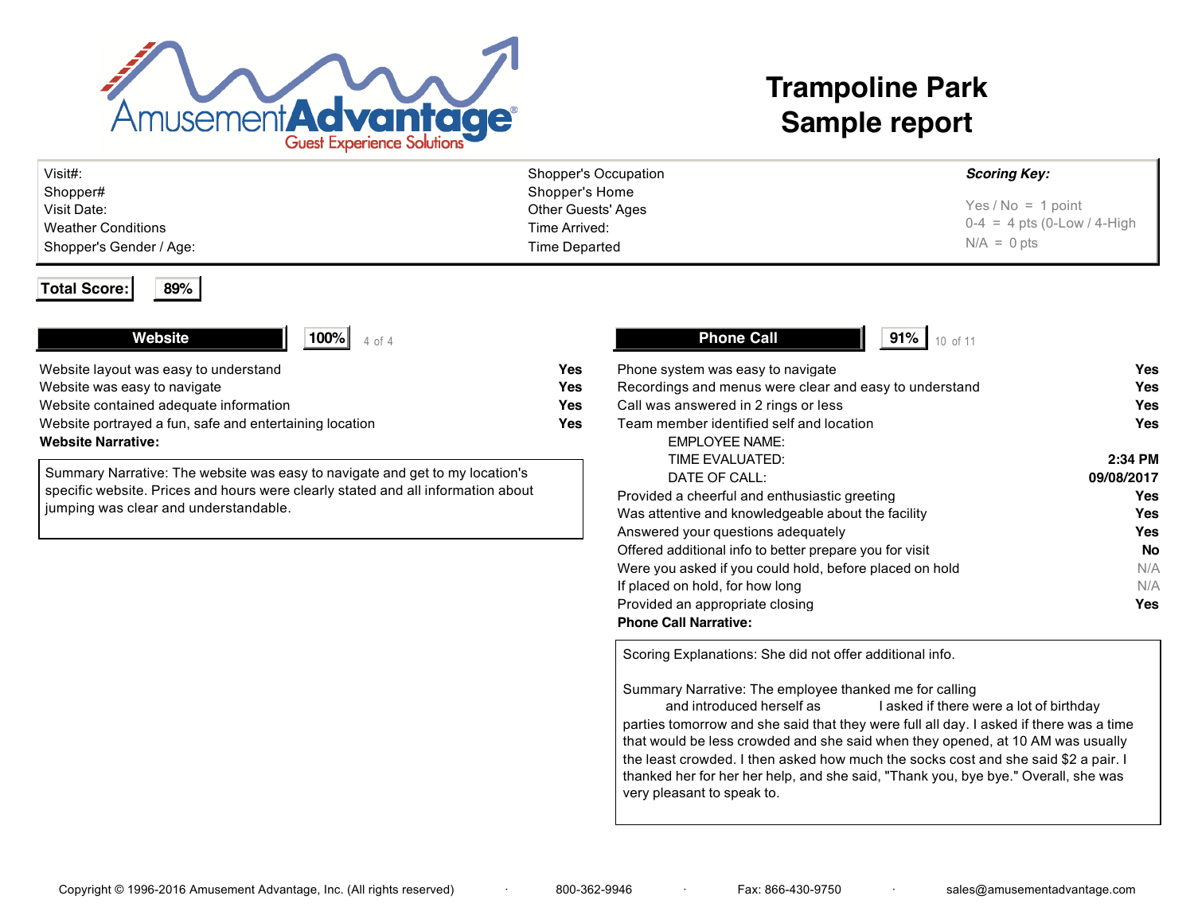# Trampoline Park
# Sample report

| | | |
|---|---|---|
| Visit#: | Shopper's Occupation | ***Scoring Key:*** |
| Shopper# | Shopper's Home | Yes / No = 1 point |
| Visit Date: | Other Guests' Ages | 0-4 = 4 pts (0-Low / 4-High |
| Weather Conditions | Time Arrived: | N/A = 0 pts |
| Shopper's Gender / Age: | Time Departed | |

**Total Score:** **89%**

## Website — 100% (4 of 4)

| | |
|---|---|
| Website layout was easy to understand | **Yes** |
| Website was easy to navigate | **Yes** |
| Website contained adequate information | **Yes** |
| Website portrayed a fun, safe and entertaining location | **Yes** |

**Website Narrative:**

Summary Narrative: The website was easy to navigate and get to my location's specific website. Prices and hours were clearly stated and all information about jumping was clear and understandable.

## Phone Call — 91% (10 of 11)

| | |
|---|---|
| Phone system was easy to navigate | **Yes** |
| Recordings and menus were clear and easy to understand | **Yes** |
| Call was answered in 2 rings or less | **Yes** |
| Team member identified self and location | **Yes** |
| EMPLOYEE NAME: | |
| TIME EVALUATED: | **2:34 PM** |
| DATE OF CALL: | **09/08/2017** |
| Provided a cheerful and enthusiastic greeting | **Yes** |
| Was attentive and knowledgeable about the facility | **Yes** |
| Answered your questions adequately | **Yes** |
| Offered additional info to better prepare you for visit | **No** |
| Were you asked if you could hold, before placed on hold | N/A |
| If placed on hold, for how long | N/A |
| Provided an appropriate closing | **Yes** |

**Phone Call Narrative:**

Scoring Explanations: She did not offer additional info.

Summary Narrative: The employee thanked me for calling and introduced herself as I asked if there were a lot of birthday parties tomorrow and she said that they were full all day. I asked if there was a time that would be less crowded and she said when they opened, at 10 AM was usually the least crowded. I then asked how much the socks cost and she said $2 a pair. I thanked her for her her help, and she said, "Thank you, bye bye." Overall, she was very pleasant to speak to.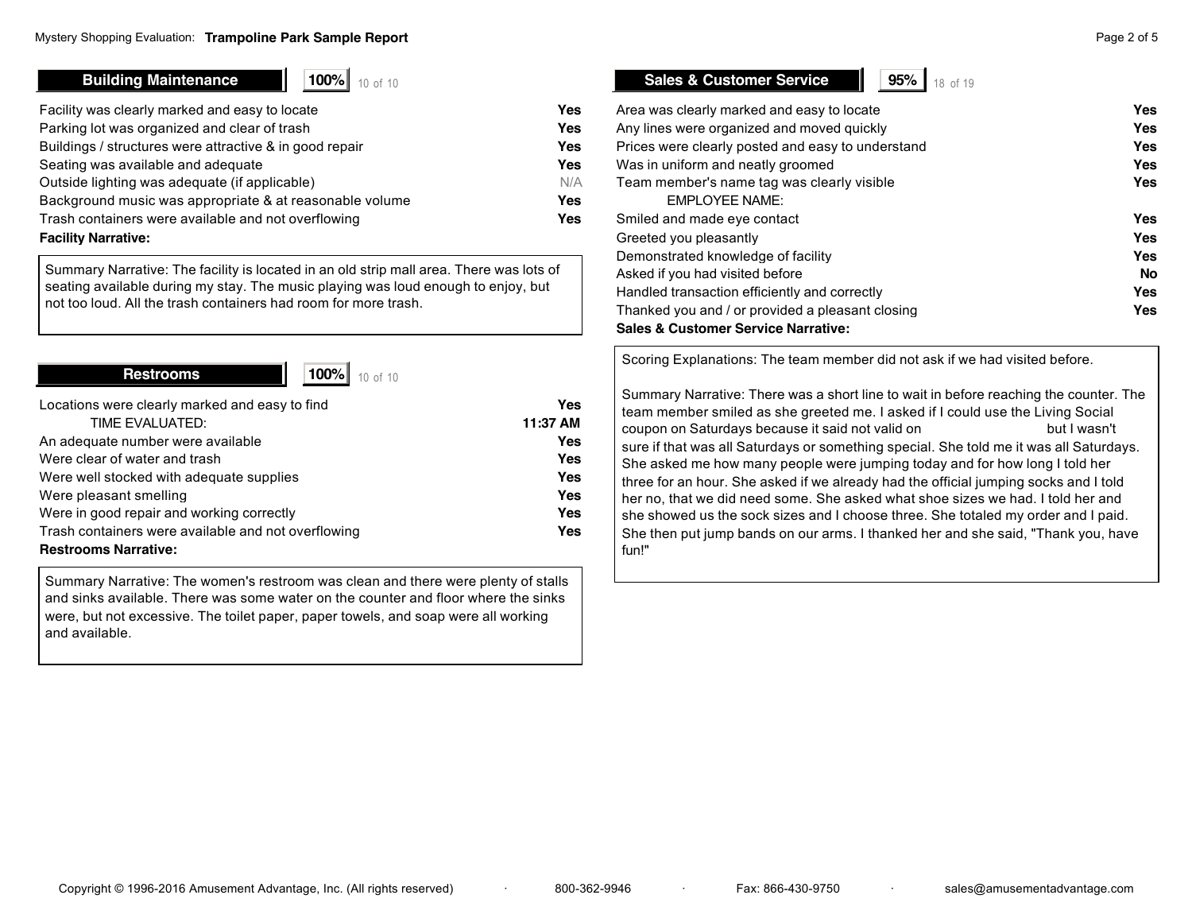## Building Maintenance

**100%** 10 of 10

| | |
|---|---|
| Facility was clearly marked and easy to locate | **Yes** |
| Parking lot was organized and clear of trash | **Yes** |
| Buildings / structures were attractive & in good repair | **Yes** |
| Seating was available and adequate | **Yes** |
| Outside lighting was adequate (if applicable) | N/A |
| Background music was appropriate & at reasonable volume | **Yes** |
| Trash containers were available and not overflowing | **Yes** |

**Facility Narrative:**

Summary Narrative: The facility is located in an old strip mall area. There was lots of seating available during my stay. The music playing was loud enough to enjoy, but not too loud. All the trash containers had room for more trash.

## Restrooms

**100%** 10 of 10

| | |
|---|---|
| Locations were clearly marked and easy to find | **Yes** |
| TIME EVALUATED: | **11:37 AM** |
| An adequate number were available | **Yes** |
| Were clear of water and trash | **Yes** |
| Were well stocked with adequate supplies | **Yes** |
| Were pleasant smelling | **Yes** |
| Were in good repair and working correctly | **Yes** |
| Trash containers were available and not overflowing | **Yes** |

**Restrooms Narrative:**

Summary Narrative: The women's restroom was clean and there were plenty of stalls and sinks available. There was some water on the counter and floor where the sinks were, but not excessive. The toilet paper, paper towels, and soap were all working and available.

## Sales & Customer Service

**95%** 18 of 19

| | |
|---|---|
| Area was clearly marked and easy to locate | **Yes** |
| Any lines were organized and moved quickly | **Yes** |
| Prices were clearly posted and easy to understand | **Yes** |
| Was in uniform and neatly groomed | **Yes** |
| Team member's name tag was clearly visible | **Yes** |
| EMPLOYEE NAME: | |
| Smiled and made eye contact | **Yes** |
| Greeted you pleasantly | **Yes** |
| Demonstrated knowledge of facility | **Yes** |
| Asked if you had visited before | **No** |
| Handled transaction efficiently and correctly | **Yes** |
| Thanked you and / or provided a pleasant closing | **Yes** |

**Sales & Customer Service Narrative:**

Scoring Explanations: The team member did not ask if we had visited before.

Summary Narrative: There was a short line to wait in before reaching the counter. The team member smiled as she greeted me. I asked if I could use the Living Social coupon on Saturdays because it said not valid on but I wasn't sure if that was all Saturdays or something special. She told me it was all Saturdays. She asked me how many people were jumping today and for how long I told her three for an hour. She asked if we already had the official jumping socks and I told her no, that we did need some. She asked what shoe sizes we had. I told her and she showed us the sock sizes and I choose three. She totaled my order and I paid. She then put jump bands on our arms. I thanked her and she said, "Thank you, have fun!"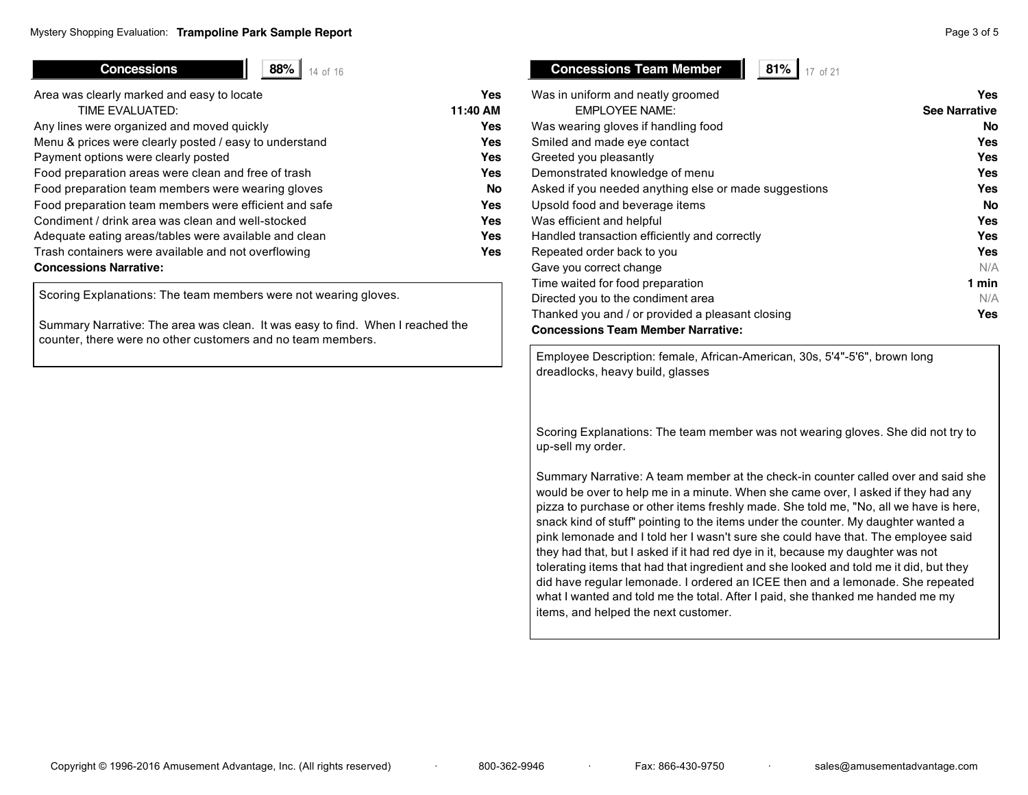## Concessions

**88%** 14 of 16

| Item | Result |
|---|---|
| Area was clearly marked and easy to locate | **Yes** |
| TIME EVALUATED: | **11:40 AM** |
| Any lines were organized and moved quickly | **Yes** |
| Menu & prices were clearly posted / easy to understand | **Yes** |
| Payment options were clearly posted | **Yes** |
| Food preparation areas were clean and free of trash | **Yes** |
| Food preparation team members were wearing gloves | **No** |
| Food preparation team members were efficient and safe | **Yes** |
| Condiment / drink area was clean and well-stocked | **Yes** |
| Adequate eating areas/tables were available and clean | **Yes** |
| Trash containers were available and not overflowing | **Yes** |

**Concessions Narrative:**

Scoring Explanations: The team members were not wearing gloves.

Summary Narrative: The area was clean. It was easy to find. When I reached the counter, there were no other customers and no team members.

## Concessions Team Member

**81%** 17 of 21

| Item | Result |
|---|---|
| Was in uniform and neatly groomed | **Yes** |
| EMPLOYEE NAME: | **See Narrative** |
| Was wearing gloves if handling food | **No** |
| Smiled and made eye contact | **Yes** |
| Greeted you pleasantly | **Yes** |
| Demonstrated knowledge of menu | **Yes** |
| Asked if you needed anything else or made suggestions | **Yes** |
| Upsold food and beverage items | **No** |
| Was efficient and helpful | **Yes** |
| Handled transaction efficiently and correctly | **Yes** |
| Repeated order back to you | **Yes** |
| Gave you correct change | N/A |
| Time waited for food preparation | **1 min** |
| Directed you to the condiment area | N/A |
| Thanked you and / or provided a pleasant closing | **Yes** |

**Concessions Team Member Narrative:**

Employee Description: female, African-American, 30s, 5'4"-5'6", brown long dreadlocks, heavy build, glasses

Scoring Explanations: The team member was not wearing gloves. She did not try to up-sell my order.

Summary Narrative: A team member at the check-in counter called over and said she would be over to help me in a minute. When she came over, I asked if they had any pizza to purchase or other items freshly made. She told me, "No, all we have is here, snack kind of stuff" pointing to the items under the counter. My daughter wanted a pink lemonade and I told her I wasn't sure she could have that. The employee said they had that, but I asked if it had red dye in it, because my daughter was not tolerating items that had that ingredient and she looked and told me it did, but they did have regular lemonade. I ordered an ICEE then and a lemonade. She repeated what I wanted and told me the total. After I paid, she thanked me handed me my items, and helped the next customer.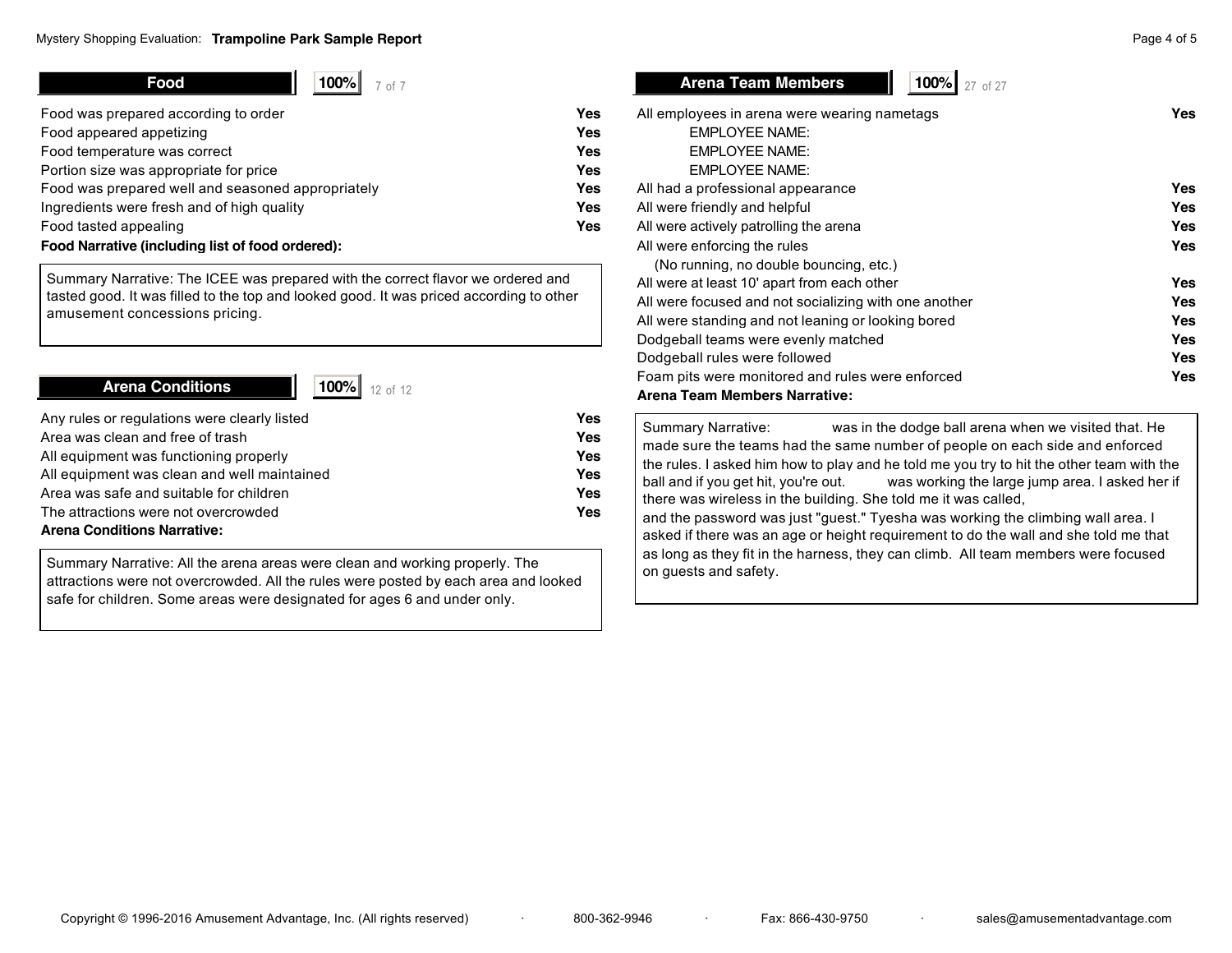## Food

**100%** 7 of 7

| | |
|---|---|
| Food was prepared according to order | **Yes** |
| Food appeared appetizing | **Yes** |
| Food temperature was correct | **Yes** |
| Portion size was appropriate for price | **Yes** |
| Food was prepared well and seasoned appropriately | **Yes** |
| Ingredients were fresh and of high quality | **Yes** |
| Food tasted appealing | **Yes** |

**Food Narrative (including list of food ordered):**

Summary Narrative: The ICEE was prepared with the correct flavor we ordered and tasted good. It was filled to the top and looked good. It was priced according to other amusement concessions pricing.

## Arena Conditions

**100%** 12 of 12

| | |
|---|---|
| Any rules or regulations were clearly listed | **Yes** |
| Area was clean and free of trash | **Yes** |
| All equipment was functioning properly | **Yes** |
| All equipment was clean and well maintained | **Yes** |
| Area was safe and suitable for children | **Yes** |
| The attractions were not overcrowded | **Yes** |

**Arena Conditions Narrative:**

Summary Narrative: All the arena areas were clean and working properly. The attractions were not overcrowded. All the rules were posted by each area and looked safe for children. Some areas were designated for ages 6 and under only.

## Arena Team Members

**100%** 27 of 27

| | |
|---|---|
| All employees in arena were wearing nametags<br>EMPLOYEE NAME:<br>EMPLOYEE NAME:<br>EMPLOYEE NAME: | **Yes** |
| All had a professional appearance | **Yes** |
| All were friendly and helpful | **Yes** |
| All were actively patrolling the arena | **Yes** |
| All were enforcing the rules (No running, no double bouncing, etc.) | **Yes** |
| All were at least 10' apart from each other | **Yes** |
| All were focused and not socializing with one another | **Yes** |
| All were standing and not leaning or looking bored | **Yes** |
| Dodgeball teams were evenly matched | **Yes** |
| Dodgeball rules were followed | **Yes** |
| Foam pits were monitored and rules were enforced | **Yes** |

**Arena Team Members Narrative:**

Summary Narrative: was in the dodge ball arena when we visited that. He made sure the teams had the same number of people on each side and enforced the rules. I asked him how to play and he told me you try to hit the other team with the ball and if you get hit, you're out. was working the large jump area. I asked her if there was wireless in the building. She told me it was called, and the password was just "guest." Tyesha was working the climbing wall area. I asked if there was an age or height requirement to do the wall and she told me that as long as they fit in the harness, they can climb. All team members were focused on guests and safety.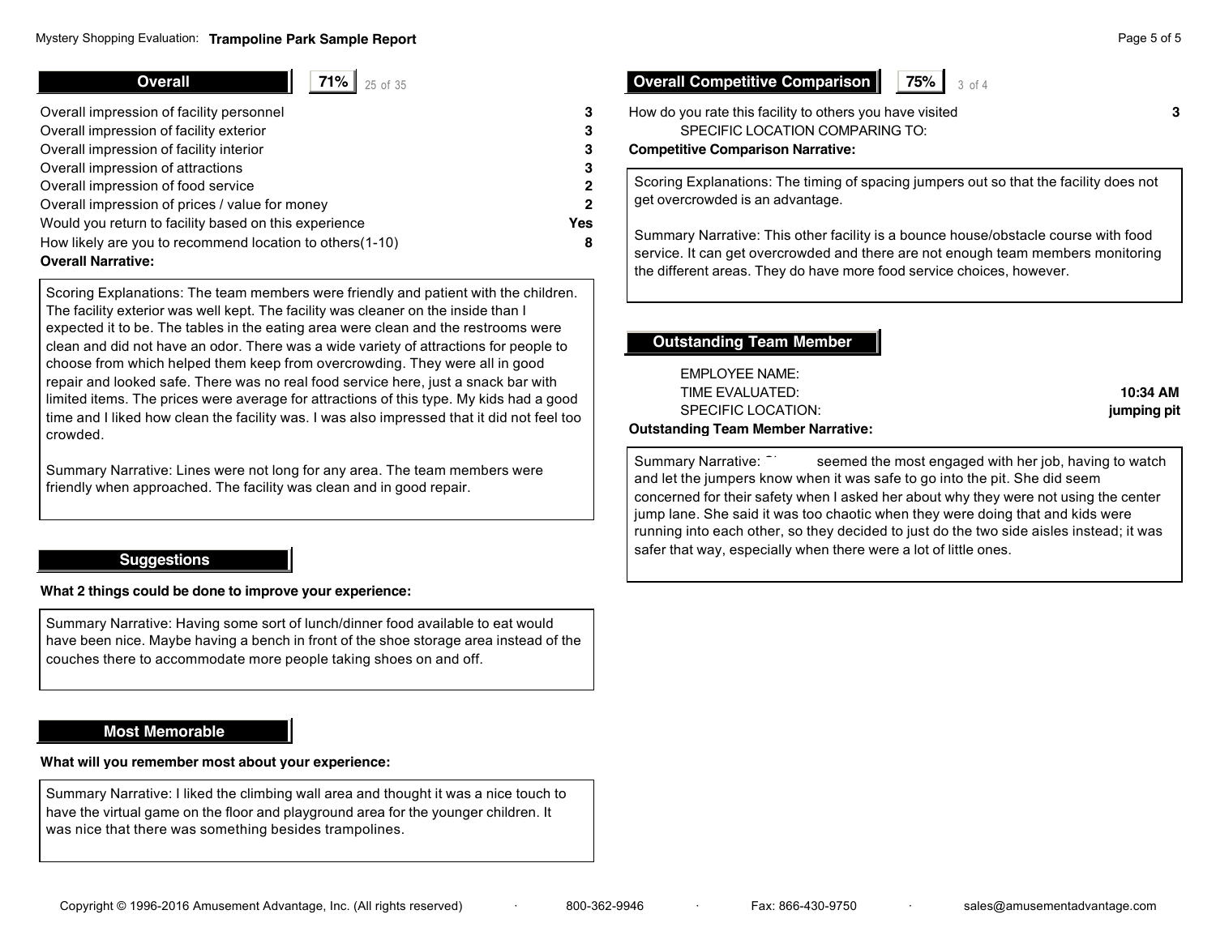## Overall

**71%** 25 of 35

| | |
|---|---|
| Overall impression of facility personnel | **3** |
| Overall impression of facility exterior | **3** |
| Overall impression of facility interior | **3** |
| Overall impression of attractions | **3** |
| Overall impression of food service | **2** |
| Overall impression of prices / value for money | **2** |
| Would you return to facility based on this experience | **Yes** |
| How likely are you to recommend location to others(1-10) | **8** |

**Overall Narrative:**

Scoring Explanations: The team members were friendly and patient with the children. The facility exterior was well kept. The facility was cleaner on the inside than I expected it to be. The tables in the eating area were clean and the restrooms were clean and did not have an odor. There was a wide variety of attractions for people to choose from which helped them keep from overcrowding. They were all in good repair and looked safe. There was no real food service here, just a snack bar with limited items. The prices were average for attractions of this type. My kids had a good time and I liked how clean the facility was. I was also impressed that it did not feel too crowded.

Summary Narrative: Lines were not long for any area. The team members were friendly when approached. The facility was clean and in good repair.

## Suggestions

**What 2 things could be done to improve your experience:**

Summary Narrative: Having some sort of lunch/dinner food available to eat would have been nice. Maybe having a bench in front of the shoe storage area instead of the couches there to accommodate more people taking shoes on and off.

## Most Memorable

**What will you remember most about your experience:**

Summary Narrative: I liked the climbing wall area and thought it was a nice touch to have the virtual game on the floor and playground area for the younger children. It was nice that there was something besides trampolines.

## Overall Competitive Comparison

**75%** 3 of 4

| | |
|---|---|
| How do you rate this facility to others you have visited | **3** |
| SPECIFIC LOCATION COMPARING TO: | |

**Competitive Comparison Narrative:**

Scoring Explanations: The timing of spacing jumpers out so that the facility does not get overcrowded is an advantage.

Summary Narrative: This other facility is a bounce house/obstacle course with food service. It can get overcrowded and there are not enough team members monitoring the different areas. They do have more food service choices, however.

## Outstanding Team Member

| | |
|---|---|
| EMPLOYEE NAME: | |
| TIME EVALUATED: | **10:34 AM** |
| SPECIFIC LOCATION: | **jumping pit** |

**Outstanding Team Member Narrative:**

Summary Narrative: seemed the most engaged with her job, having to watch and let the jumpers know when it was safe to go into the pit. She did seem concerned for their safety when I asked her about why they were not using the center jump lane. She said it was too chaotic when they were doing that and kids were running into each other, so they decided to just do the two side aisles instead; it was safer that way, especially when there were a lot of little ones.